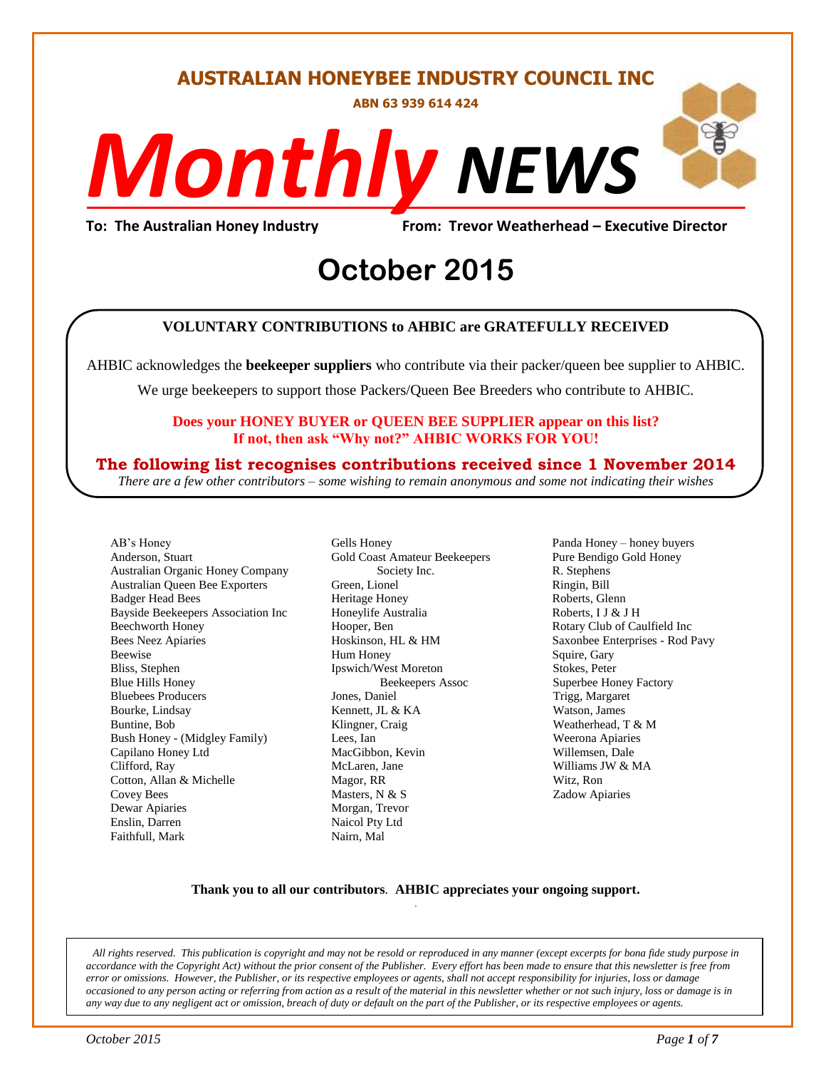# AUSTRALIAN HONEYBEE INDUSTRY COUNCIL INC

**ABN 63 939 614 424**

# *Monthly* NEWS

**To: The Australian Honey Industry** **From: Trevor Weatherhead – Executive Director**

## October 2015

**VOLUNTARY CONTRIBUTIONS to AHBIC are GRATEFULLY RECEIVED**

AHBIC acknowledges the **beekeeper suppliers** who contribute via their packer/queen bee supplier to AHBIC.

We urge beekeepers to support those Packers/Queen Bee Breeders who contribute to AHBIC.

**Does your HONEY BUYER or QUEEN BEE SUPPLIER appear on this list?**
**If not, then ask "Why not?" AHBIC WORKS FOR YOU!**

**The following list recognises contributions received since 1 November 2014**

*There are a few other contributors – some wishing to remain anonymous and some not indicating their wishes*

- AB's Honey
- Anderson, Stuart
- Australian Organic Honey Company
- Australian Queen Bee Exporters
- Badger Head Bees
- Bayside Beekeepers Association Inc
- Beechworth Honey
- Bees Neez Apiaries
- Beewise
- Bliss, Stephen
- Blue Hills Honey
- Bluebees Producers
- Bourke, Lindsay
- Buntine, Bob
- Bush Honey - (Midgley Family)
- Capilano Honey Ltd
- Clifford, Ray
- Cotton, Allan & Michelle
- Covey Bees
- Dewar Apiaries
- Enslin, Darren
- Faithfull, Mark
- Gells Honey
- Gold Coast Amateur Beekeepers Society Inc.
- Green, Lionel
- Heritage Honey
- Honeylife Australia
- Hooper, Ben
- Hoskinson, HL & HM
- Hum Honey
- Ipswich/West Moreton Beekeepers Assoc
- Jones, Daniel
- Kennett, JL & KA
- Klingner, Craig
- Lees, Ian
- MacGibbon, Kevin
- McLaren, Jane
- Magor, RR
- Masters, N & S
- Morgan, Trevor
- Naicol Pty Ltd
- Nairn, Mal
- Panda Honey – honey buyers
- Pure Bendigo Gold Honey
- R. Stephens
- Ringin, Bill
- Roberts, Glenn
- Roberts, I J & J H
- Rotary Club of Caulfield Inc
- Saxonbee Enterprises - Rod Pavy
- Squire, Gary
- Stokes, Peter
- Superbee Honey Factory
- Trigg, Margaret
- Watson, James
- Weatherhead, T & M
- Weerona Apiaries
- Willemsen, Dale
- Williams JW & MA
- Witz, Ron
- Zadow Apiaries

**Thank you to all our contributors. AHBIC appreciates your ongoing support.**

*All rights reserved. This publication is copyright and may not be resold or reproduced in any manner (except excerpts for bona fide study purpose in accordance with the Copyright Act) without the prior consent of the Publisher. Every effort has been made to ensure that this newsletter is free from error or omissions. However, the Publisher, or its respective employees or agents, shall not accept responsibility for injuries, loss or damage occasioned to any person acting or referring from action as a result of the material in this newsletter whether or not such injury, loss or damage is in any way due to any negligent act or omission, breach of duty or default on the part of the Publisher, or its respective employees or agents.*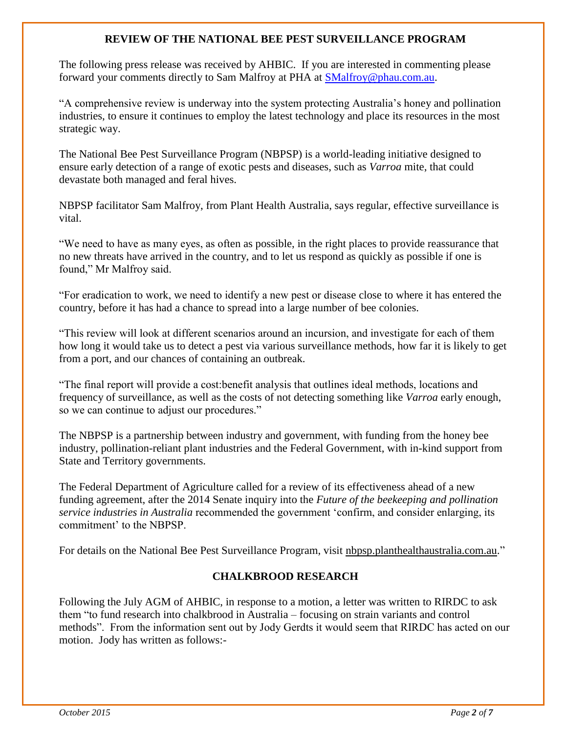## REVIEW OF THE NATIONAL BEE PEST SURVEILLANCE PROGRAM

The following press release was received by AHBIC. If you are interested in commenting please forward your comments directly to Sam Malfroy at PHA at SMalfroy@phau.com.au.

"A comprehensive review is underway into the system protecting Australia's honey and pollination industries, to ensure it continues to employ the latest technology and place its resources in the most strategic way.

The National Bee Pest Surveillance Program (NBPSP) is a world-leading initiative designed to ensure early detection of a range of exotic pests and diseases, such as *Varroa* mite, that could devastate both managed and feral hives.

NBPSP facilitator Sam Malfroy, from Plant Health Australia, says regular, effective surveillance is vital.

"We need to have as many eyes, as often as possible, in the right places to provide reassurance that no new threats have arrived in the country, and to let us respond as quickly as possible if one is found," Mr Malfroy said.

"For eradication to work, we need to identify a new pest or disease close to where it has entered the country, before it has had a chance to spread into a large number of bee colonies.

"This review will look at different scenarios around an incursion, and investigate for each of them how long it would take us to detect a pest via various surveillance methods, how far it is likely to get from a port, and our chances of containing an outbreak.

"The final report will provide a cost:benefit analysis that outlines ideal methods, locations and frequency of surveillance, as well as the costs of not detecting something like *Varroa* early enough, so we can continue to adjust our procedures."

The NBPSP is a partnership between industry and government, with funding from the honey bee industry, pollination-reliant plant industries and the Federal Government, with in-kind support from State and Territory governments.

The Federal Department of Agriculture called for a review of its effectiveness ahead of a new funding agreement, after the 2014 Senate inquiry into the *Future of the beekeeping and pollination service industries in Australia* recommended the government 'confirm, and consider enlarging, its commitment' to the NBPSP.

For details on the National Bee Pest Surveillance Program, visit nbpsp.planthealthaustralia.com.au."

## CHALKBROOD RESEARCH

Following the July AGM of AHBIC, in response to a motion, a letter was written to RIRDC to ask them "to fund research into chalkbrood in Australia – focusing on strain variants and control methods". From the information sent out by Jody Gerdts it would seem that RIRDC has acted on our motion. Jody has written as follows:-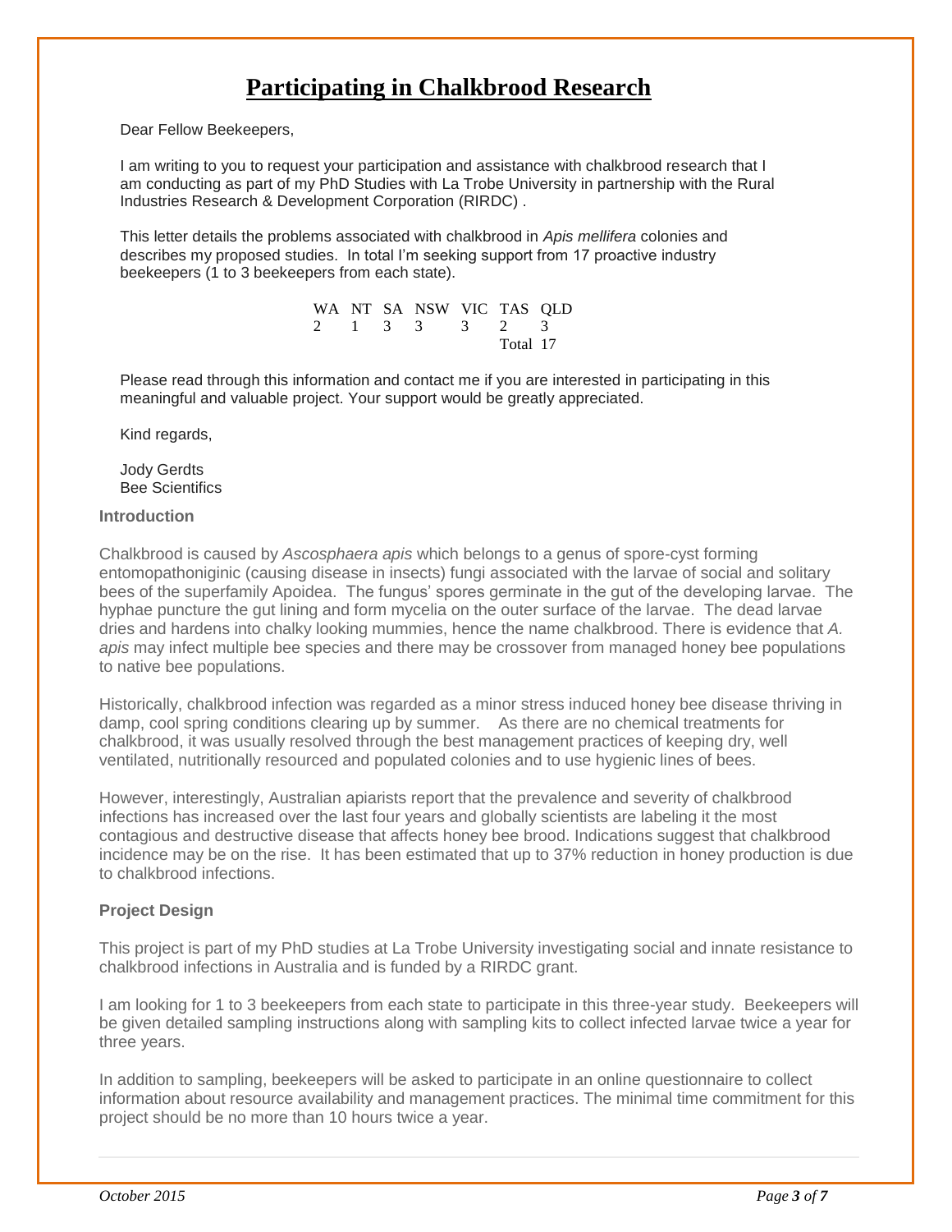# Participating in Chalkbrood Research

Dear Fellow Beekeepers,

I am writing to you to request your participation and assistance with chalkbrood research that I am conducting as part of my PhD Studies with La Trobe University in partnership with the Rural Industries Research & Development Corporation (RIRDC) .

This letter details the problems associated with chalkbrood in *Apis mellifera* colonies and describes my proposed studies. In total I'm seeking support from 17 proactive industry beekeepers (1 to 3 beekeepers from each state).

| WA | NT | SA | NSW | VIC | TAS | QLD |
|---|---|---|---|---|---|---|
| 2 | 1 | 3 | 3 | 3 | 2 | 3 |
| | | | | | Total | 17 |

Please read through this information and contact me if you are interested in participating in this meaningful and valuable project. Your support would be greatly appreciated.

Kind regards,

Jody Gerdts
Bee Scientifics

### Introduction

Chalkbrood is caused by *Ascosphaera apis* which belongs to a genus of spore-cyst forming entomopathoniginic (causing disease in insects) fungi associated with the larvae of social and solitary bees of the superfamily Apoidea. The fungus' spores germinate in the gut of the developing larvae. The hyphae puncture the gut lining and form mycelia on the outer surface of the larvae. The dead larvae dries and hardens into chalky looking mummies, hence the name chalkbrood. There is evidence that *A. apis* may infect multiple bee species and there may be crossover from managed honey bee populations to native bee populations.

Historically, chalkbrood infection was regarded as a minor stress induced honey bee disease thriving in damp, cool spring conditions clearing up by summer. As there are no chemical treatments for chalkbrood, it was usually resolved through the best management practices of keeping dry, well ventilated, nutritionally resourced and populated colonies and to use hygienic lines of bees.

However, interestingly, Australian apiarists report that the prevalence and severity of chalkbrood infections has increased over the last four years and globally scientists are labeling it the most contagious and destructive disease that affects honey bee brood. Indications suggest that chalkbrood incidence may be on the rise. It has been estimated that up to 37% reduction in honey production is due to chalkbrood infections.

### Project Design

This project is part of my PhD studies at La Trobe University investigating social and innate resistance to chalkbrood infections in Australia and is funded by a RIRDC grant.

I am looking for 1 to 3 beekeepers from each state to participate in this three-year study. Beekeepers will be given detailed sampling instructions along with sampling kits to collect infected larvae twice a year for three years.

In addition to sampling, beekeepers will be asked to participate in an online questionnaire to collect information about resource availability and management practices. The minimal time commitment for this project should be no more than 10 hours twice a year.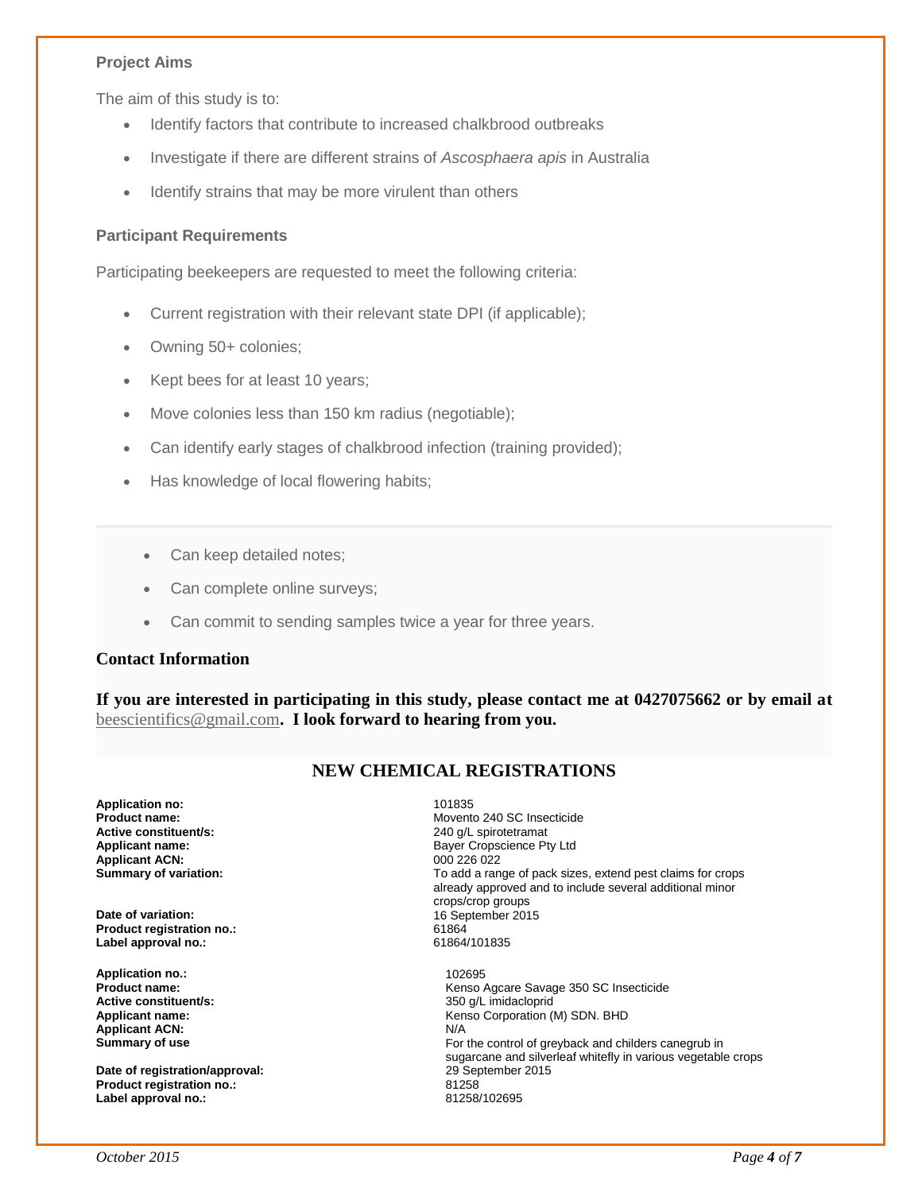### Project Aims

The aim of this study is to:

- Identify factors that contribute to increased chalkbrood outbreaks
- Investigate if there are different strains of *Ascosphaera apis* in Australia
- Identify strains that may be more virulent than others

### Participant Requirements

Participating beekeepers are requested to meet the following criteria:

- Current registration with their relevant state DPI (if applicable);
- Owning 50+ colonies;
- Kept bees for at least 10 years;
- Move colonies less than 150 km radius (negotiable);
- Can identify early stages of chalkbrood infection (training provided);
- Has knowledge of local flowering habits;
- Can keep detailed notes;
- Can complete online surveys;
- Can commit to sending samples twice a year for three years.

### Contact Information

**If you are interested in participating in this study, please contact me at 0427075662 or by email at** beescientifics@gmail.com**. I look forward to hearing from you.**

## NEW CHEMICAL REGISTRATIONS

| | |
|---|---|
| **Application no:** | 101835 |
| **Product name:** | Movento 240 SC Insecticide |
| **Active constituent/s:** | 240 g/L spirotetramat |
| **Applicant name:** | Bayer Cropscience Pty Ltd |
| **Applicant ACN:** | 000 226 022 |
| **Summary of variation:** | To add a range of pack sizes, extend pest claims for crops already approved and to include several additional minor crops/crop groups |
| **Date of variation:** | 16 September 2015 |
| **Product registration no.:** | 61864 |
| **Label approval no.:** | 61864/101835 |

| | |
|---|---|
| **Application no.:** | 102695 |
| **Product name:** | Kenso Agcare Savage 350 SC Insecticide |
| **Active constituent/s:** | 350 g/L imidacloprid |
| **Applicant name:** | Kenso Corporation (M) SDN. BHD |
| **Applicant ACN:** | N/A |
| **Summary of use** | For the control of greyback and childers canegrub in sugarcane and silverleaf whitefly in various vegetable crops |
| **Date of registration/approval:** | 29 September 2015 |
| **Product registration no.:** | 81258 |
| **Label approval no.:** | 81258/102695 |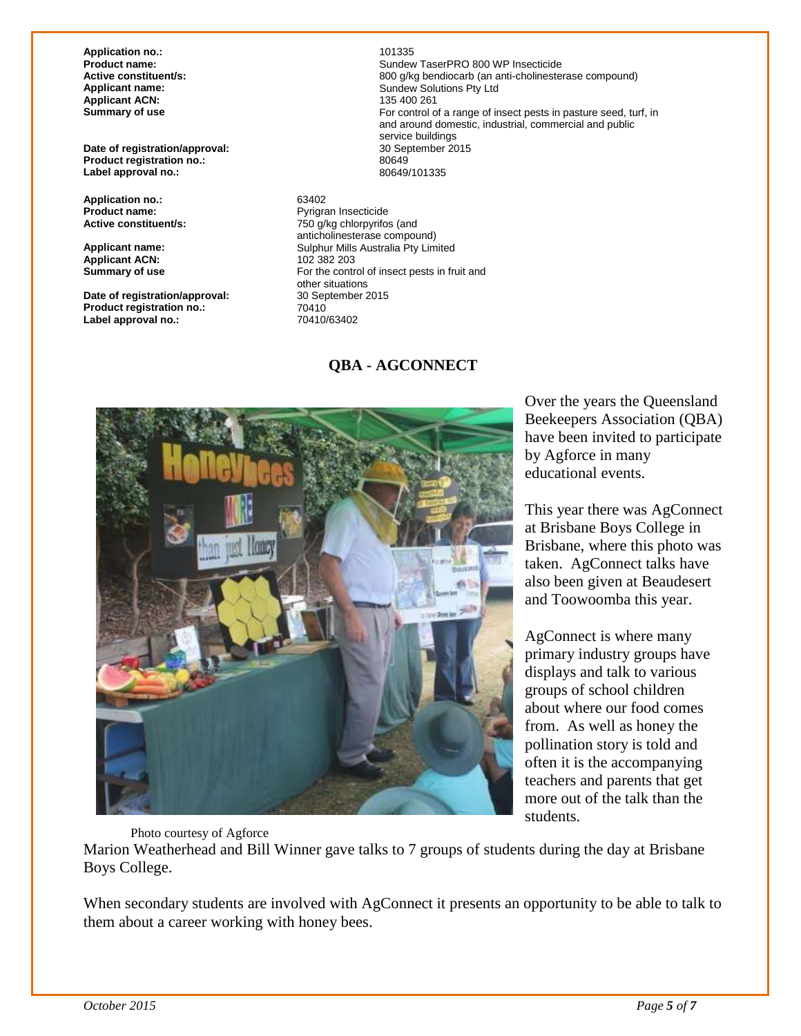| | |
|---|---|
| **Application no.:** | 101335 |
| **Product name:** | Sundew TaserPRO 800 WP Insecticide |
| **Active constituent/s:** | 800 g/kg bendiocarb (an anti-cholinesterase compound) |
| **Applicant name:** | Sundew Solutions Pty Ltd |
| **Applicant ACN:** | 135 400 261 |
| **Summary of use** | For control of a range of insect pests in pasture seed, turf, in and around domestic, industrial, commercial and public service buildings |
| **Date of registration/approval:** | 30 September 2015 |
| **Product registration no.:** | 80649 |
| **Label approval no.:** | 80649/101335 |

| | |
|---|---|
| **Application no.:** | 63402 |
| **Product name:** | Pyrigran Insecticide |
| **Active constituent/s:** | 750 g/kg chlorpyrifos (and anticholinesterase compound) |
| **Applicant name:** | Sulphur Mills Australia Pty Limited |
| **Applicant ACN:** | 102 382 203 |
| **Summary of use** | For the control of insect pests in fruit and other situations |
| **Date of registration/approval:** | 30 September 2015 |
| **Product registration no.:** | 70410 |
| **Label approval no.:** | 70410/63402 |

## QBA - AGCONNECT

Over the years the Queensland Beekeepers Association (QBA) have been invited to participate by Agforce in many educational events.

This year there was AgConnect at Brisbane Boys College in Brisbane, where this photo was taken. AgConnect talks have also been given at Beaudesert and Toowoomba this year.

AgConnect is where many primary industry groups have displays and talk to various groups of school children about where our food comes from. As well as honey the pollination story is told and often it is the accompanying teachers and parents that get more out of the talk than the students.

Photo courtesy of Agforce

Marion Weatherhead and Bill Winner gave talks to 7 groups of students during the day at Brisbane Boys College.

When secondary students are involved with AgConnect it presents an opportunity to be able to talk to them about a career working with honey bees.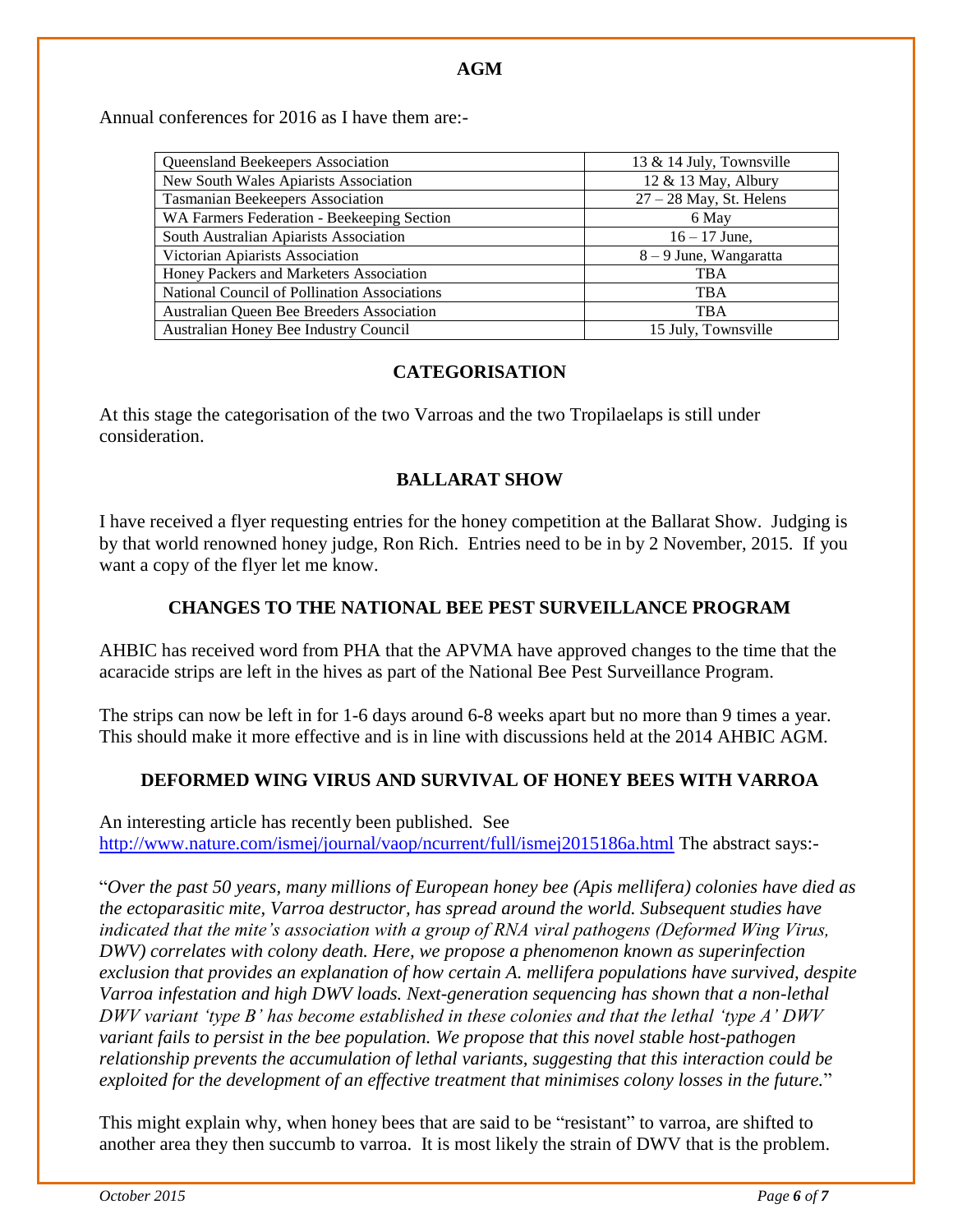## AGM

Annual conferences for 2016 as I have them are:-

| Organisation | Date |
|---|---|
| Queensland Beekeepers Association | 13 & 14 July, Townsville |
| New South Wales Apiarists Association | 12 & 13 May, Albury |
| Tasmanian Beekeepers Association | 27 – 28 May, St. Helens |
| WA Farmers Federation - Beekeeping Section | 6 May |
| South Australian Apiarists Association | 16 – 17 June, |
| Victorian Apiarists Association | 8 – 9 June, Wangaratta |
| Honey Packers and Marketers Association | TBA |
| National Council of Pollination Associations | TBA |
| Australian Queen Bee Breeders Association | TBA |
| Australian Honey Bee Industry Council | 15 July, Townsville |

## CATEGORISATION

At this stage the categorisation of the two Varroas and the two Tropilaelaps is still under consideration.

## BALLARAT SHOW

I have received a flyer requesting entries for the honey competition at the Ballarat Show. Judging is by that world renowned honey judge, Ron Rich. Entries need to be in by 2 November, 2015. If you want a copy of the flyer let me know.

## CHANGES TO THE NATIONAL BEE PEST SURVEILLANCE PROGRAM

AHBIC has received word from PHA that the APVMA have approved changes to the time that the acaracide strips are left in the hives as part of the National Bee Pest Surveillance Program.

The strips can now be left in for 1-6 days around 6-8 weeks apart but no more than 9 times a year. This should make it more effective and is in line with discussions held at the 2014 AHBIC AGM.

## DEFORMED WING VIRUS AND SURVIVAL OF HONEY BEES WITH VARROA

An interesting article has recently been published. See http://www.nature.com/ismej/journal/vaop/ncurrent/full/ismej2015186a.html The abstract says:-

"*Over the past 50 years, many millions of European honey bee (Apis mellifera) colonies have died as the ectoparasitic mite, Varroa destructor, has spread around the world. Subsequent studies have indicated that the mite's association with a group of RNA viral pathogens (Deformed Wing Virus, DWV) correlates with colony death. Here, we propose a phenomenon known as superinfection exclusion that provides an explanation of how certain A. mellifera populations have survived, despite Varroa infestation and high DWV loads. Next-generation sequencing has shown that a non-lethal DWV variant 'type B' has become established in these colonies and that the lethal 'type A' DWV variant fails to persist in the bee population. We propose that this novel stable host-pathogen relationship prevents the accumulation of lethal variants, suggesting that this interaction could be exploited for the development of an effective treatment that minimises colony losses in the future.*"

This might explain why, when honey bees that are said to be "resistant" to varroa, are shifted to another area they then succumb to varroa. It is most likely the strain of DWV that is the problem.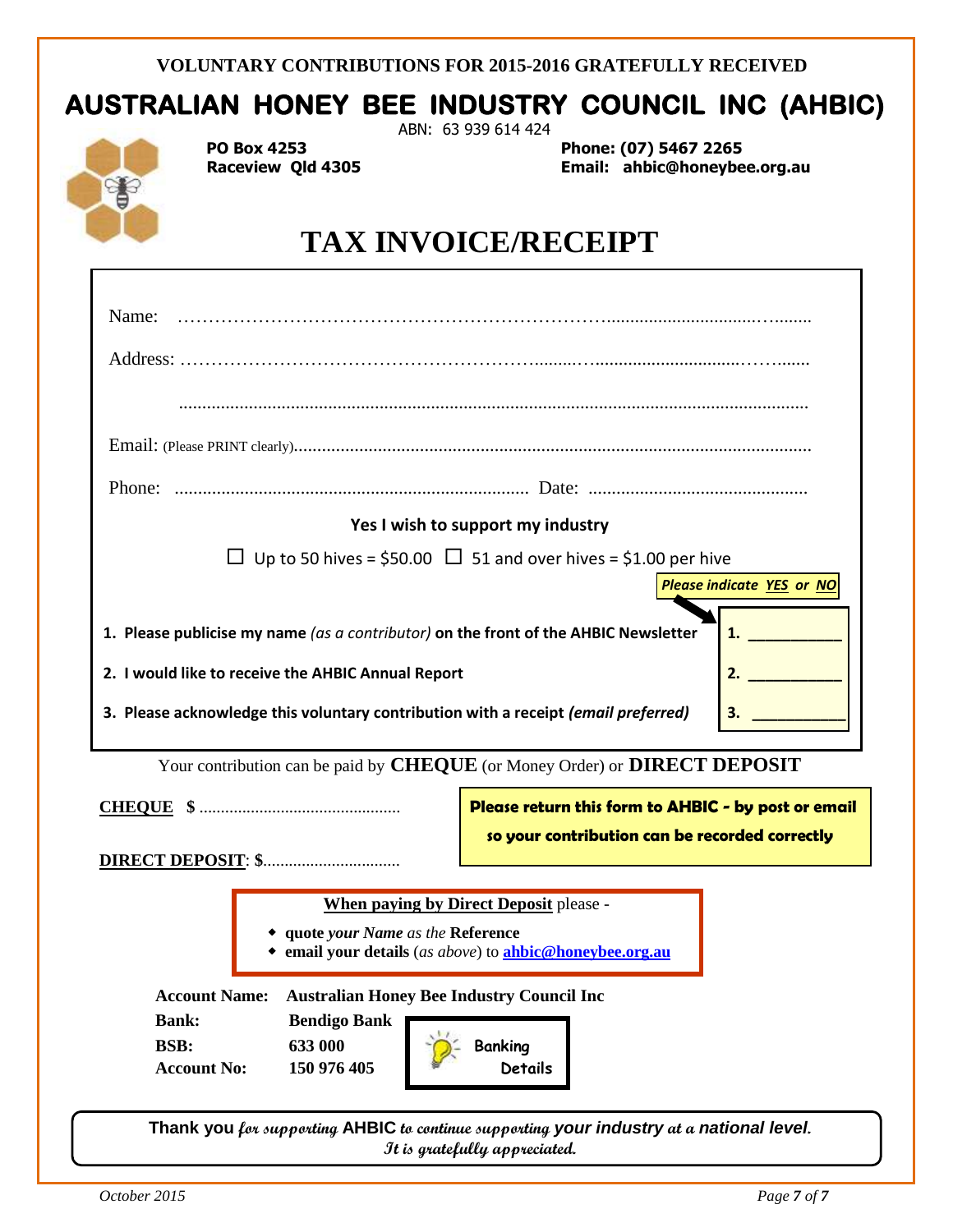VOLUNTARY CONTRIBUTIONS FOR 2015-2016 GRATEFULLY RECEIVED

# AUSTRALIAN HONEY BEE INDUSTRY COUNCIL INC (AHBIC)

ABN: 63 939 614 424

**PO Box 4253**
**Raceview Qld 4305**

**Phone: (07) 5467 2265**
**Email: ahbic@honeybee.org.au**

# TAX INVOICE/RECEIPT

Name: ……………………………………………………………………………………

Address: ……………………………………………………………………………………

……………………………………………………………………………………

Email: (Please PRINT clearly)……………………………………………………………

Phone: …………………………………………… Date: ……………………………

**Yes I wish to support my industry**

☐ Up to 50 hives = $50.00 ☐ 51 and over hives = $1.00 per hive

***Please indicate YES or NO***

**1. Please publicise my name** *(as a contributor)* **on the front of the AHBIC Newsletter** **1.** ________

**2. I would like to receive the AHBIC Annual Report** **2.** ________

**3. Please acknowledge this voluntary contribution with a receipt** ***(email preferred)*** **3.** ________

Your contribution can be paid by **CHEQUE** (or Money Order) or **DIRECT DEPOSIT**

**CHEQUE $** ……………………………

**DIRECT DEPOSIT: $**……………………………

**Please return this form to AHBIC - by post or email so your contribution can be recorded correctly**

**When paying by Direct Deposit** please -

- **quote** ***your Name*** *as the* **Reference**
- **email your details** (*as above*) to **ahbic@honeybee.org.au**

| | |
|---|---|
| **Account Name:** | **Australian Honey Bee Industry Council Inc** |
| **Bank:** | **Bendigo Bank** |
| **BSB:** | **633 000** |
| **Account No:** | **150 976 405** |

Banking Details

**Thank you** *for supporting* **AHBIC** *to continue supporting* ***your industry*** *at a* ***national level.***
*It is gratefully appreciated.*

*October 2015*